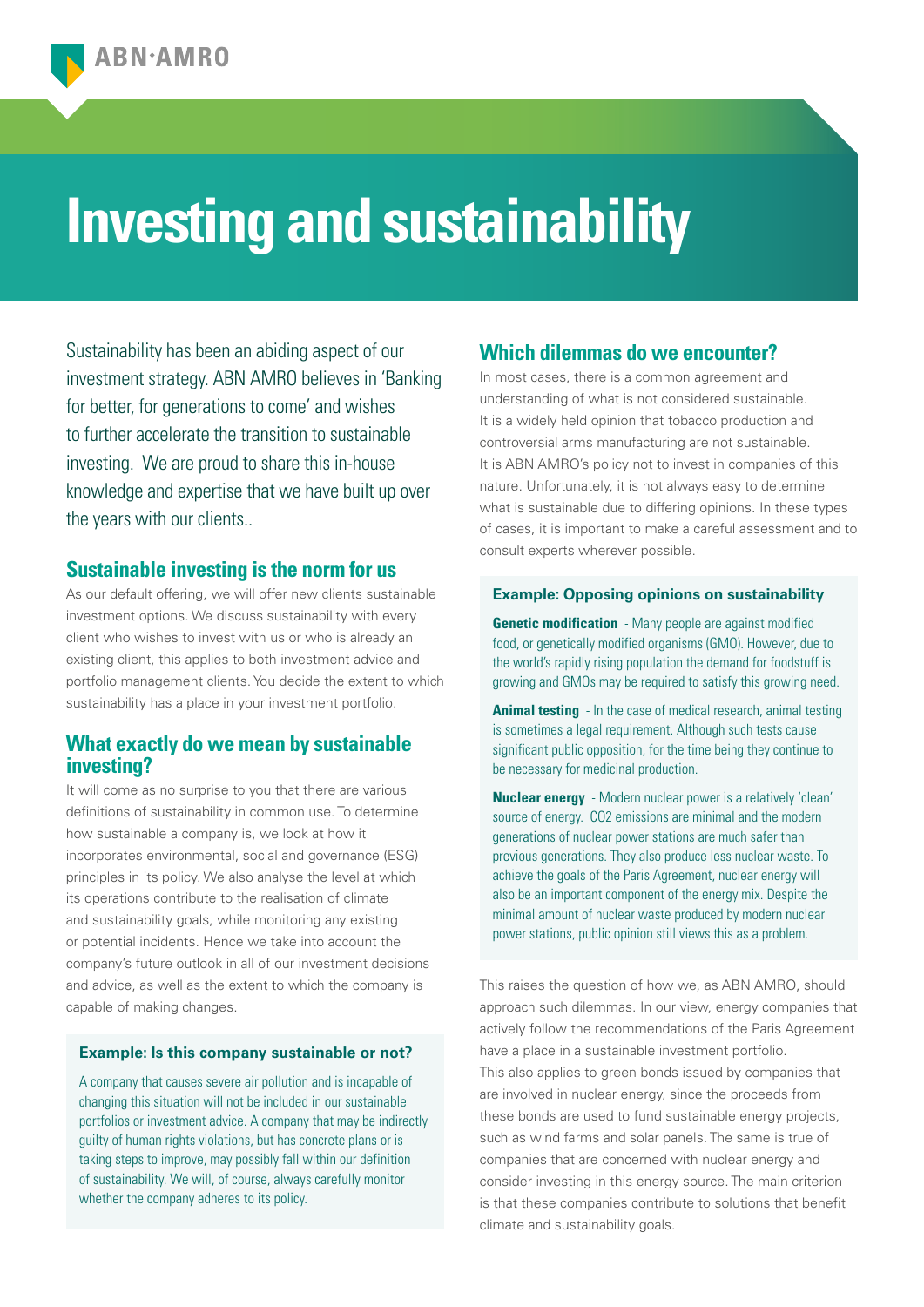# Investing and sustainability

Sustainability has been an abiding aspect of our investment strategy. ABN AMRO believes in 'Banking for better, for generations to come' and wishes to further accelerate the transition to sustainable investing. We are proud to share this in-house knowledge and expertise that we have built up over the years with our clients..

## Sustainable investing is the norm for us

As our default offering, we will offer new clients sustainable investment options. We discuss sustainability with every client who wishes to invest with us or who is already an existing client, this applies to both investment advice and portfolio management clients. You decide the extent to which sustainability has a place in your investment portfolio.

## What exactly do we mean by sustainable investing?

It will come as no surprise to you that there are various definitions of sustainability in common use. To determine how sustainable a company is, we look at how it incorporates environmental, social and governance (ESG) principles in its policy. We also analyse the level at which its operations contribute to the realisation of climate and sustainability goals, while monitoring any existing or potential incidents. Hence we take into account the company's future outlook in all of our investment decisions and advice, as well as the extent to which the company is capable of making changes.

### Example: Is this company sustainable or not?

A company that causes severe air pollution and is incapable of changing this situation will not be included in our sustainable portfolios or investment advice. A company that may be indirectly guilty of human rights violations, but has concrete plans or is taking steps to improve, may possibly fall within our definition of sustainability. We will, of course, always carefully monitor whether the company adheres to its policy.

## Which dilemmas do we encounter?

In most cases, there is a common agreement and understanding of what is not considered sustainable. It is a widely held opinion that tobacco production and controversial arms manufacturing are not sustainable. It is ABN AMRO's policy not to invest in companies of this nature. Unfortunately, it is not always easy to determine what is sustainable due to differing opinions. In these types of cases, it is important to make a careful assessment and to consult experts wherever possible.

### Example: Opposing opinions on sustainability

**Genetic modification** - Many people are against modified food, or genetically modified organisms (GMO). However, due to the world's rapidly rising population the demand for foodstuff is growing and GMOs may be required to satisfy this growing need.

**Animal testing** - In the case of medical research, animal testing is sometimes a legal requirement. Although such tests cause significant public opposition, for the time being they continue to be necessary for medicinal production.

**Nuclear energy** - Modern nuclear power is a relatively 'clean' source of energy. CO2 emissions are minimal and the modern generations of nuclear power stations are much safer than previous generations. They also produce less nuclear waste. To achieve the goals of the Paris Agreement, nuclear energy will also be an important component of the energy mix. Despite the minimal amount of nuclear waste produced by modern nuclear power stations, public opinion still views this as a problem.

This raises the question of how we, as ABN AMRO, should approach such dilemmas. In our view, energy companies that actively follow the recommendations of the Paris Agreement have a place in a sustainable investment portfolio. This also applies to green bonds issued by companies that are involved in nuclear energy, since the proceeds from these bonds are used to fund sustainable energy projects, such as wind farms and solar panels. The same is true of companies that are concerned with nuclear energy and consider investing in this energy source. The main criterion is that these companies contribute to solutions that benefit climate and sustainability goals.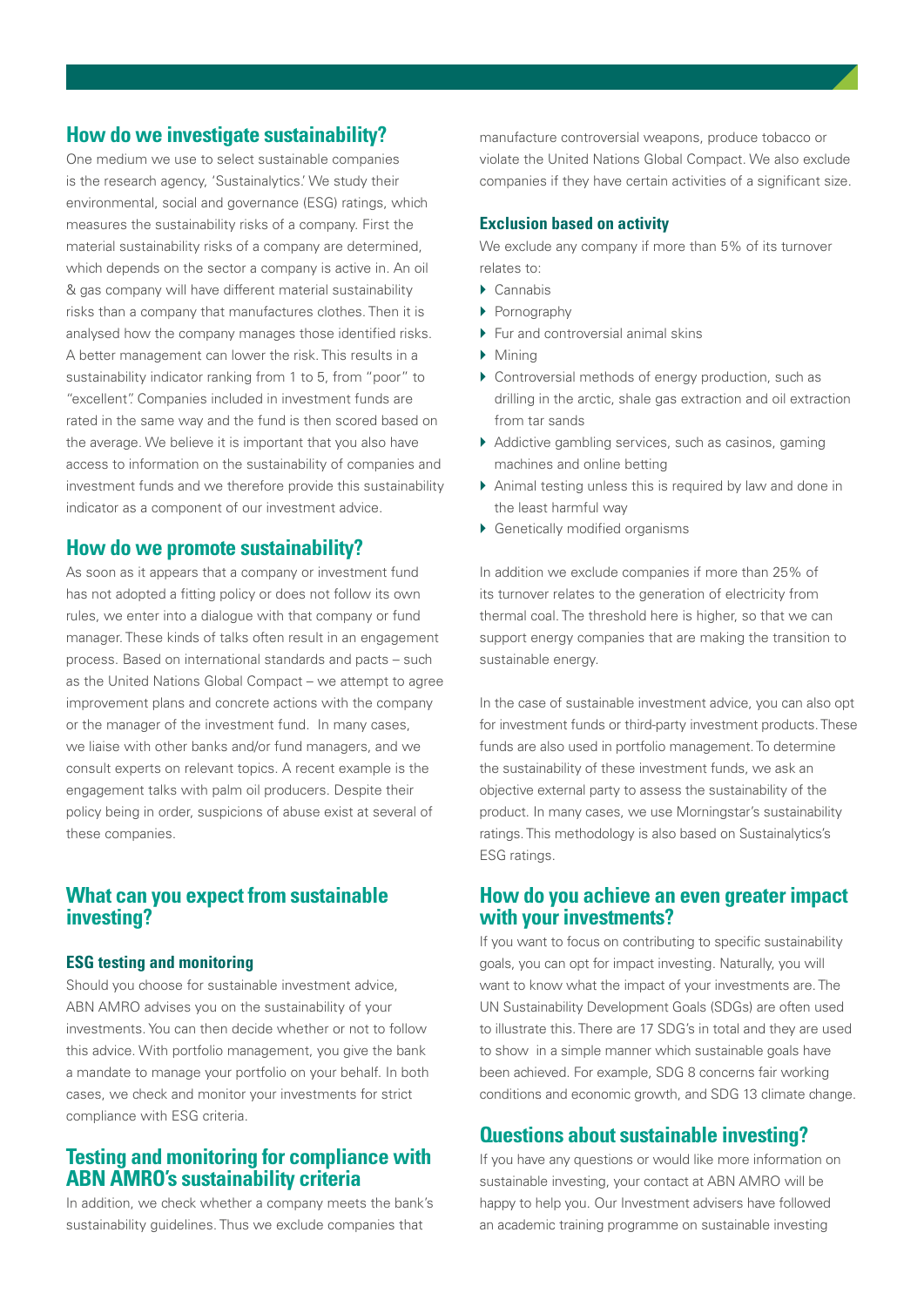## How do we investigate sustainability?

One medium we use to select sustainable companies is the research agency, 'Sustainalytics.' We study their environmental, social and governance (ESG) ratings, which measures the sustainability risks of a company. First the material sustainability risks of a company are determined, which depends on the sector a company is active in. An oil & gas company will have different material sustainability risks than a company that manufactures clothes. Then it is analysed how the company manages those identified risks. A better management can lower the risk. This results in a sustainability indicator ranking from 1 to 5, from "poor" to "excellent". Companies included in investment funds are rated in the same way and the fund is then scored based on the average. We believe it is important that you also have access to information on the sustainability of companies and investment funds and we therefore provide this sustainability indicator as a component of our investment advice.

## How do we promote sustainability?

As soon as it appears that a company or investment fund has not adopted a fitting policy or does not follow its own rules, we enter into a dialogue with that company or fund manager. These kinds of talks often result in an engagement process. Based on international standards and pacts – such as the United Nations Global Compact – we attempt to agree improvement plans and concrete actions with the company or the manager of the investment fund. In many cases, we liaise with other banks and/or fund managers, and we consult experts on relevant topics. A recent example is the engagement talks with palm oil producers. Despite their policy being in order, suspicions of abuse exist at several of these companies.

## What can you expect from sustainable investing?

### ESG testing and monitoring

Should you choose for sustainable investment advice, ABN AMRO advises you on the sustainability of your investments. You can then decide whether or not to follow this advice. With portfolio management, you give the bank a mandate to manage your portfolio on your behalf. In both cases, we check and monitor your investments for strict compliance with ESG criteria.

## Testing and monitoring for compliance with ABN AMRO's sustainability criteria

In addition, we check whether a company meets the bank's sustainability guidelines. Thus we exclude companies that manufacture controversial weapons, produce tobacco or violate the United Nations Global Compact. We also exclude companies if they have certain activities of a significant size.

### Exclusion based on activity

We exclude any company if more than 5% of its turnover relates to:

- Cannabis
- Pornography
- Fur and controversial animal skins
- Mining
- Controversial methods of energy production, such as drilling in the arctic, shale gas extraction and oil extraction from tar sands
- Addictive gambling services, such as casinos, gaming machines and online betting
- Animal testing unless this is required by law and done in the least harmful way
- Genetically modified organisms

In addition we exclude companies if more than 25% of its turnover relates to the generation of electricity from thermal coal. The threshold here is higher, so that we can support energy companies that are making the transition to sustainable energy.

In the case of sustainable investment advice, you can also opt for investment funds or third-party investment products. These funds are also used in portfolio management. To determine the sustainability of these investment funds, we ask an objective external party to assess the sustainability of the product. In many cases, we use Morningstar's sustainability ratings. This methodology is also based on Sustainalytics's ESG ratings.

## How do you achieve an even greater impact with your investments?

If you want to focus on contributing to specific sustainability goals, you can opt for impact investing. Naturally, you will want to know what the impact of your investments are. The UN Sustainability Development Goals (SDGs) are often used to illustrate this. There are 17 SDG's in total and they are used to show in a simple manner which sustainable goals have been achieved. For example, SDG 8 concerns fair working conditions and economic growth, and SDG 13 climate change.

## Questions about sustainable investing?

If you have any questions or would like more information on sustainable investing, your contact at ABN AMRO will be happy to help you. Our Investment advisers have followed an academic training programme on sustainable investing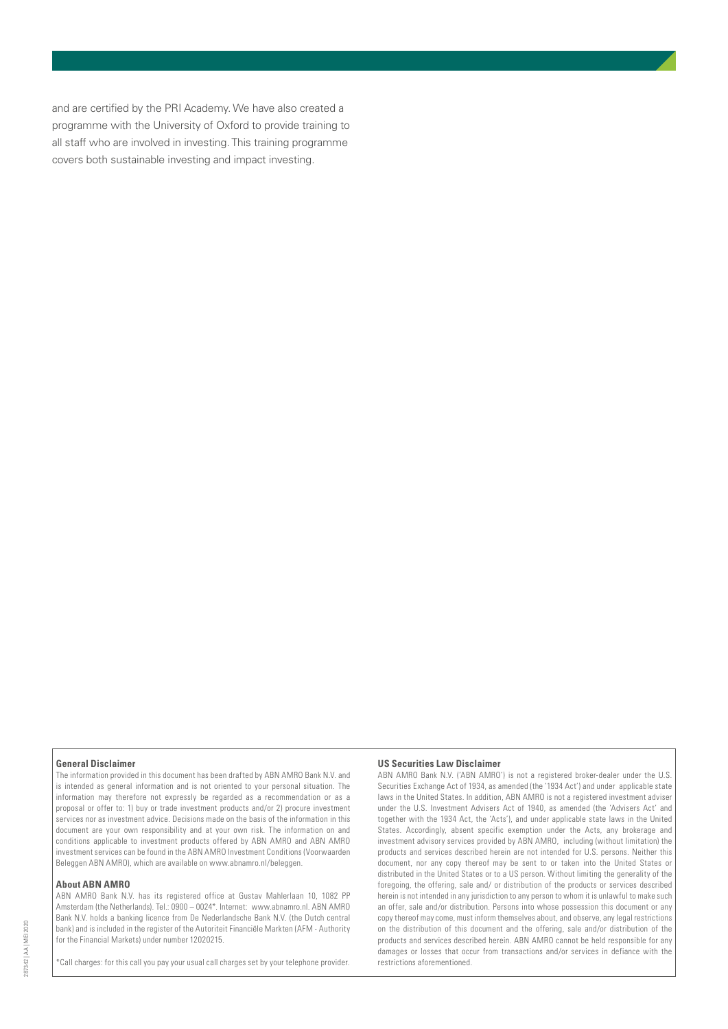and are certified by the PRI Academy. We have also created a programme with the University of Oxford to provide training to all staff who are involved in investing. This training programme covers both sustainable investing and impact investing.

**General Disclaimer**

The information provided in this document has been drafted by ABN AMRO Bank N.V. and is intended as general information and is not oriented to your personal situation. The information may therefore not expressly be regarded as a recommendation or as a proposal or offer to: 1) buy or trade investment products and/or 2) procure investment services nor as investment advice. Decisions made on the basis of the information in this document are your own responsibility and at your own risk. The information on and conditions applicable to investment products offered by ABN AMRO and ABN AMRO investment services can be found in the ABN AMRO Investment Conditions (Voorwaarden Beleggen ABN AMRO), which are available on www.abnamro.nl/beleggen.

**About ABN AMRO**

ABN AMRO Bank N.V. has its registered office at Gustav Mahlerlaan 10, 1082 PP Amsterdam (the Netherlands). Tel.: 0900 – 0024*. Internet: www.abnamro.nl. ABN AMRO Bank N.V. holds a banking licence from De Nederlandsche Bank N.V. (the Dutch central bank) and is included in the register of the Autoriteit Financiële Markten (AFM - Authority for the Financial Markets) under number 12020215.

*Call charges: for this call you pay your usual call charges set by your telephone provider.

**US Securities Law Disclaimer**

ABN AMRO Bank N.V. ('ABN AMRO') is not a registered broker-dealer under the U.S. Securities Exchange Act of 1934, as amended (the '1934 Act') and under applicable state laws in the United States. In addition, ABN AMRO is not a registered investment adviser under the U.S. Investment Advisers Act of 1940, as amended (the 'Advisers Act' and together with the 1934 Act, the 'Acts'), and under applicable state laws in the United States. Accordingly, absent specific exemption under the Acts, any brokerage and investment advisory services provided by ABN AMRO, including (without limitation) the products and services described herein are not intended for U.S. persons. Neither this document, nor any copy thereof may be sent to or taken into the United States or distributed in the United States or to a US person. Without limiting the generality of the foregoing, the offering, sale and/ or distribution of the products or services described herein is not intended in any jurisdiction to any person to whom it is unlawful to make such an offer, sale and/or distribution. Persons into whose possession this document or any copy thereof may come, must inform themselves about, and observe, any legal restrictions on the distribution of this document and the offering, sale and/or distribution of the products and services described herein. ABN AMRO cannot be held responsible for any damages or losses that occur from transactions and/or services in defiance with the restrictions aforementioned.

287342 | AA | MEI 2020